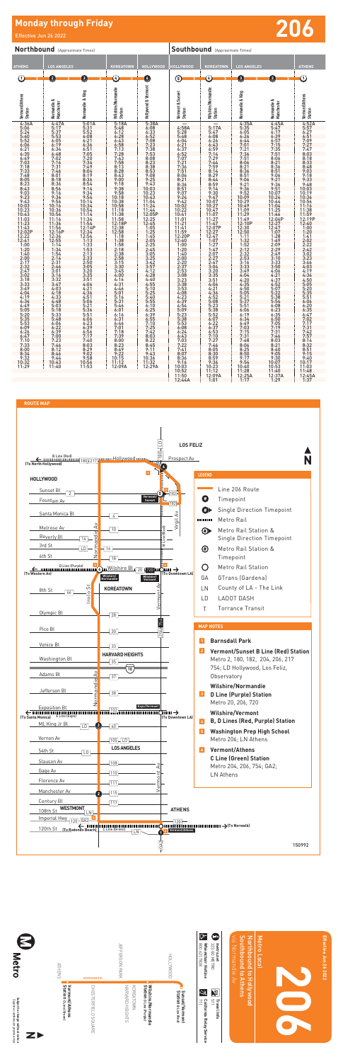# Monday through Friday

Effective Jun 26 2022

# 206

## Northbound (Approximate Times)

| ATHENS | LOS ANGELES | | KOREATOWN | HOLLYWOOD |
|---|---|---|---|---|
| 1 | 2 | 3 | 4 | 5 |
| Vermont/Athens Station | Normandie & Manchester | Normandie & King | Wilshire/Normandie Station | Hollywood & Vermont |
| 4:36A | 4:47A | 5:01A | 5:18A | 5:38A |
| 5:06 | 5:17 | 5:31 | 5:48 | 6:08 |
| 5:24 | 5:37 | 5:52 | 6:12 | 6:33 |
| 5:40 | 5:53 | 6:08 | 6:28 | 6:52 |
| 5:52 | 6:05 | 6:21 | 6:43 | 7:08 |
| 6:06 | 6:19 | 6:36 | 6:58 | 7:23 |
| 6:21 | 6:34 | 6:51 | 7:13 | 7:38 |
| 6:35 | 6:48 | 7:05 | 7:28 | 7:53 |
| 6:49 | 7:02 | 7:20 | 7:43 | 8:08 |
| 7:03 | 7:16 | 7:34 | 7:58 | 8:23 |
| 7:18 | 7:31 | 7:49 | 8:13 | 8:38 |
| 7:33 | 7:46 | 8:04 | 8:28 | 8:53 |
| 7:48 | 8:01 | 8:19 | 8:43 | 9:08 |
| 8:05 | 8:18 | 8:36 | 9:00 | 9:25 |
| 8:23 | 8:36 | 8:54 | 9:18 | 9:43 |
| 8:43 | 8:56 | 9:14 | 9:38 | 10:03 |
| 9:03 | 9:16 | 9:34 | 9:58 | 10:23 |
| 9:23 | 9:36 | 9:54 | 10:18 | 10:43 |
| 9:43 | 9:56 | 10:14 | 10:38 | 11:04 |
| 10:03 | 10:16 | 10:34 | 10:58 | 11:24 |
| 10:23 | 10:36 | 10:54 | 11:18 | 11:44 |
| 10:43 | 10:56 | 11:14 | 11:38 | 12:05P |
| 11:03 | 11:16 | 11:34 | 11:58 | 12:25 |
| 11:23 | 11:36 | 11:54 | 12:18P | 12:45 |
| 11:43 | 11:56 | 12:14P | 12:38 | 1:05 |
| 12:02P | 12:16P | 12:34 | 12:58 | 1:25 |
| 12:22 | 12:36 | 12:54 | 1:18 | 1:45 |
| 12:41 | 12:55 | 1:13 | 1:38 | 2:05 |
| 1:00 | 1:14 | 1:33 | 1:58 | 2:25 |
| 1:20 | 1:34 | 1:53 | 2:18 | 2:45 |
| 1:40 | 1:54 | 2:13 | 2:38 | 3:05 |
| 2:00 | 2:14 | 2:33 | 2:58 | 3:25 |
| 2:17 | 2:31 | 2:50 | 3:15 | 3:42 |
| 2:32 | 2:46 | 3:05 | 3:30 | 3:57 |
| 2:47 | 3:01 | 3:20 | 3:45 | 4:12 |
| 3:02 | 3:16 | 3:35 | 4:00 | 4:28 |
| 3:18 | 3:32 | 3:51 | 4:16 | 4:40 |
| 3:33 | 3:47 | 4:06 | 4:31 | 4:55 |
| 3:49 | 4:03 | 4:21 | 4:46 | 5:10 |
| 4:04 | 4:18 | 4:36 | 5:01 | 5:25 |
| 4:19 | 4:33 | 4:51 | 5:16 | 5:40 |
| 4:34 | 4:48 | 5:06 | 5:31 | 5:55 |
| 4:49 | 5:03 | 5:21 | 5:46 | 6:10 |
| 5:05 | 5:18 | 5:36 | 6:01 | 6:25 |
| 5:20 | 5:33 | 5:51 | 6:16 | 6:39 |
| 5:35 | 5:48 | 6:06 | 6:31 | 6:55 |
| 5:53 | 6:06 | 6:23 | 6:46 | 7:10 |
| 6:09 | 6:22 | 6:39 | 7:01 | 7:25 |
| 6:26 | 6:39 | 6:56 | 7:18 | 7:42 |
| 6:47 | 7:00 | 7:17 | 7:39 | 8:03 |
| 7:10 | 7:23 | 7:40 | 8:00 | 8:22 |
| 7:33 | 7:46 | 8:03 | 8:23 | 8:45 |
| 8:00 | 8:12 | 8:29 | 8:49 | 9:11 |
| 8:34 | 8:46 | 9:02 | 9:22 | 9:43 |
| 9:32 | 9:44 | 9:58 | 10:15 | 10:36 |
| 10:32 | 10:43 | 10:56 | 11:12 | 11:32 |
| 11:29 | 11:40 | 11:53 | 12:09A | 12:29A |

## Southbound (Approximate Times)

| HOLLYWOOD | KOREATOWN | LOS ANGELES | | ATHENS |
|---|---|---|---|---|
| 5 | 4 | 3 | 2 | 1 |
| Vermont & Sunset Station | Wilshire/Normandie Station | Normandie & King | Normandie & Manchester | Vermont/Athens Station |
| — | — | 4:35A | 4:45A | 4:52A |
| — | 5:17A | 5:35 | 5:47 | 5:57 |
| 4:58A | 5:28 | 5:47 | 6:06 | 6:17 |
| 5:28 | 5:47 | 6:08 | 6:26 | 6:39 |
| 5:48 | 6:04 | 6:26 | 6:44 | 6:57 |
| 6:04 | 6:21 | 6:43 | 7:01 | 7:15 |
| 6:21 | 6:37 | 6:59 | 7:21 | 7:35 |
| 6:37 | 6:52 | 7:14 | 7:36 | 7:51 |
| 6:52 | 7:07 | 7:29 | 7:51 | 8:06 |
| 7:07 | 7:21 | 7:44 | 8:06 | 8:21 |
| 7:21 | 7:36 | 7:59 | 8:21 | 8:36 |
| 7:36 | 7:51 | 8:14 | 8:36 | 8:51 |
| 7:51 | 8:06 | 8:29 | 8:51 | 9:06 |
| 8:06 | 8:21 | 8:44 | 9:06 | 9:21 |
| 8:21 | 8:36 | 8:59 | 9:21 | 9:36 |
| 8:36 | 8:51 | 9:14 | 9:37 | 9:51 |
| 8:51 | 9:07 | 9:30 | 9:52 | 10:07 |
| 9:07 | 9:24 | 9:47 | 10:09 | 10:24 |
| 9:24 | 9:42 | 10:07 | 10:29 | 10:44 |
| 9:42 | 10:02 | 10:27 | 10:49 | 11:04 |
| 10:02 | 10:22 | 10:47 | 11:09 | 11:25 |
| 10:22 | 10:41 | 11:07 | 11:29 | 11:46 |
| 10:41 | 11:01 | 11:27 | 11:49 | 12:06P |
| 11:01 | 11:21 | 11:47 | 12:10P | 12:27 |
| 11:21 | 11:41 | 12:07P | 12:30 | 12:47 |
| 11:41 | 11:59 | 12:27 | 12:50 | 1:07 |
| 11:59 | 12:20P | 12:47 | 1:11 | 1:28 |
| 12:20P | 12:40 | 1:07 | 1:32 | 1:49 |
| 12:40 | 1:00 | 1:27 | 1:52 | 2:09 |
| 1:00 | 1:20 | 1:47 | 2:12 | 2:29 |
| 1:20 | 1:40 | 2:07 | 2:32 | 2:49 |
| 1:40 | 2:00 | 2:27 | 2:53 | 3:10 |
| 2:00 | 2:20 | 2:47 | 3:16 | 3:33 |
| 2:20 | 2:37 | 3:04 | 3:33 | 3:50 |
| 2:37 | 2:53 | 3:20 | 3:49 | 4:06 |
| 2:53 | 3:08 | 3:35 | 4:04 | 4:21 |
| 3:08 | 3:23 | 3:51 | 4:20 | 4:37 |
| 3:23 | 3:38 | 4:06 | 4:35 | 4:52 |
| 3:38 | 3:53 | 4:21 | 4:50 | 5:07 |
| 3:53 | 4:08 | 4:36 | 5:05 | 5:22 |
| 4:08 | 4:23 | 4:52 | 5:21 | 5:38 |
| 4:23 | 4:39 | 5:08 | 5:37 | 5:54 |
| 4:39 | 4:54 | 5:23 | 5:51 | 6:08 |
| 4:54 | 5:09 | 5:38 | 6:06 | 6:23 |
| 5:09 | 5:23 | 5:52 | 6:19 | 6:35 |
| 5:23 | 5:38 | 6:07 | 6:34 | 6:50 |
| 5:38 | 5:53 | 6:22 | 6:49 | 7:05 |
| 5:53 | 6:08 | 6:37 | 7:03 | 7:19 |
| 6:08 | 6:24 | 6:53 | 7:15 | 7:31 |
| 6:24 | 6:43 | 7:10 | 7:31 | 7:46 |
| 6:43 | 7:02 | 7:27 | 7:48 | 8:03 |
| 7:03 | 7:22 | 7:46 | 8:06 | 8:21 |
| 7:22 | 7:41 | 8:05 | 8:25 | 8:40 |
| 7:41 | 8:07 | 8:30 | 8:50 | 9:05 |
| 8:07 | 8:36 | 8:59 | 9:17 | 9:30 |
| 8:36 | 9:16 | 9:36 | 9:54 | 10:07 |
| 9:16 | 10:03 | 10:23 | 10:40 | 10:53 |
| 10:03 | 10:52 | 11:12 | 11:28 | 11:40 |
| 10:52 | 11:50 | 12:09A | 12:25A | 12:37A |
| 11:50 | 12:44A | 1:01 | 1:17 | 1:29 |

## Route Map

### Legend

- Line 206 Route
- Timepoint
- Single Direction Timepoint
- Metro Rail
- Metro Rail Station & Single Direction Timepoint
- Metro Rail Station & Timepoint
- Metro Rail Station
- GA — GTrans (Gardena)
- LN — County of LA - The Link
- LD — LADOT DASH
- T — Torrance Transit

### Map Notes

1. **Barnsdall Park**
2. **Vermont/Sunset B Line (Red) Station** — Metro 2, 180, 182, 204, 206, 217, 754; LD Hollywood, Los Feliz, Observatory
3. **Wilshire/Normandie** — **D Line (Purple) Station** — Metro 20, 206, 720
4. **Wilshire/Vermont** — **B, D Lines (Red, Purple) Station**
5. **Washington Prep High School** — Metro 206; LN Athens
6. **Vermont/Athens** — **C Line (Green) Station** — Metro 204, 206, 754; GA; LN Athens

150992

Metro Local — Northbound to Hollywood / Southbound to Athens via Normandie Av

Effective Jun 26 2022

metro.net — 323.GO.METRO

Wheelchair Hotline 800.621.7828

California Relay Service 711

Travel Info 511

HOLLYWOOD — Sunset/Vermont Station B Line (Red)

KOREATOWN — Wilshire/Normandie Station D Line (Purple)

HARVARD HEIGHTS, JEFFERSON PARK, CHESTERFIELD SQUARE

ATHENS — Vermont/Athens Station C Line (Green)

Subject to change without notice / Sujeto a cambios sin previo aviso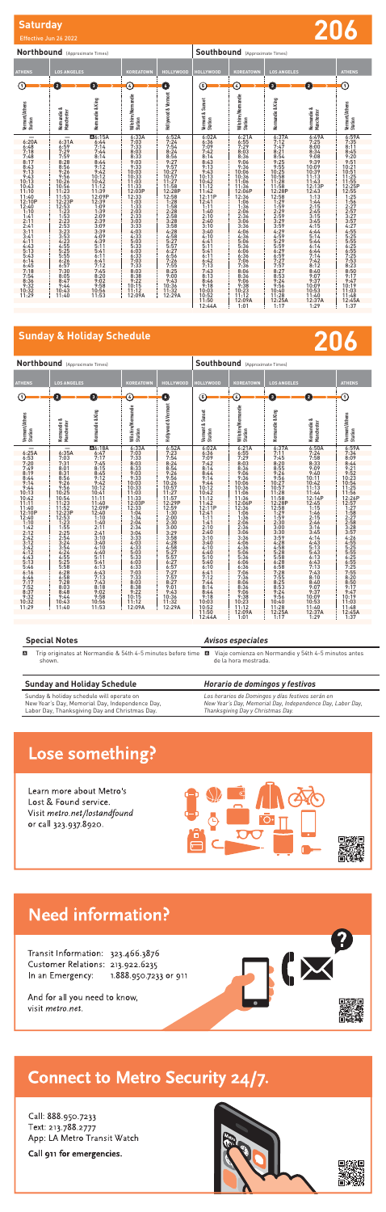## Saturday

Effective Jun 26 2022

# 206

### Northbound (Approximate Times)

| ATHENS | LOS ANGELES | | KOREATOWN | HOLLYWOOD |
|---|---|---|---|---|
| 1 | 2 | 3 | 4 | 5 |
| Vermont/Athens Station | Normandie & Manchester | Normandie & King | Wilshire/Normandie Station | Hollywood & Vermont |
| | | A 6:15A | 6:33A | 6:52A |
| 6:20A | 6:31A | 6:44 | 7:03 | 7:24 |
| 6:48 | 6:59 | 7:14 | 7:33 | 7:54 |
| 7:18 | 7:29 | 7:44 | 8:03 | 8:24 |
| 7:48 | 7:59 | 8:14 | 8:33 | 8:56 |
| 8:17 | 8:28 | 8:44 | 9:03 | 9:27 |
| 8:43 | 8:56 | 9:12 | 9:33 | 9:57 |
| 9:13 | 9:26 | 9:42 | 10:03 | 10:27 |
| 9:43 | 9:56 | 10:12 | 10:33 | 10:57 |
| 10:13 | 10:26 | 10:42 | 11:03 | 11:27 |
| 10:43 | 10:56 | 11:12 | 11:33 | 11:58 |
| 11:10 | 11:23 | 11:39 | 12:03P | 12:28P |
| 11:40 | 11:53 | 12:09P | 12:33 | 12:58 |
| 12:10P | 12:23P | 12:39 | 1:03 | 1:28 |
| 12:40 | 12:53 | 1:09 | 1:33 | 1:58 |
| 1:10 | 1:23 | 1:39 | 2:03 | 2:28 |
| 1:41 | 1:53 | 2:09 | 2:33 | 2:58 |
| 2:11 | 2:23 | 2:39 | 3:03 | 3:28 |
| 2:41 | 2:53 | 3:09 | 3:33 | 3:58 |
| 3:11 | 3:23 | 3:39 | 4:03 | 4:28 |
| 3:41 | 3:53 | 4:09 | 4:33 | 4:58 |
| 4:11 | 4:23 | 4:39 | 5:03 | 5:27 |
| 4:43 | 4:55 | 5:11 | 5:33 | 5:57 |
| 5:13 | 5:25 | 5:41 | 6:03 | 6:27 |
| 5:43 | 5:55 | 6:11 | 6:33 | 6:56 |
| 6:14 | 6:26 | 6:41 | 7:03 | 7:26 |
| 6:45 | 6:57 | 7:12 | 7:33 | 7:55 |
| 7:18 | 7:30 | 7:45 | 8:03 | 8:25 |
| 7:54 | 8:05 | 8:20 | 8:38 | 9:00 |
| 8:36 | 8:47 | 9:02 | 9:22 | 9:43 |
| 9:32 | 9:44 | 9:58 | 10:15 | 10:36 |
| 10:32 | 10:42 | 10:56 | 11:12 | 11:32 |
| 11:29 | 11:40 | 11:53 | 12:09A | 12:29A |

### Southbound (Approximate Times)

| HOLLYWOOD | KOREATOWN | LOS ANGELES | | ATHENS |
|---|---|---|---|---|
| 5 | 4 | 3 | 2 | 1 |
| Vermont & Sunset Station | Wilshire/Normandie Station | Normandie & King | Normandie & Manchester | Vermont/Athens Station |
| 6:02A | 6:21A | 6:37A | 6:49A | 6:59A |
| 6:36 | 6:55 | 7:12 | 7:25 | 7:35 |
| 7:09 | 7:29 | 7:45 | 8:00 | 8:11 |
| 7:42 | 8:03 | 8:21 | 8:34 | 8:45 |
| 8:14 | 8:36 | 8:54 | 9:08 | 9:20 |
| 8:43 | 9:06 | 9:25 | 9:39 | 9:51 |
| 9:13 | 9:36 | 9:55 | 10:09 | 10:21 |
| 9:43 | 10:06 | 10:25 | 10:39 | 10:51 |
| 10:13 | 10:36 | 10:58 | 11:13 | 11:25 |
| 10:42 | 11:06 | 11:28 | 11:43 | 11:55 |
| 11:12 | 11:36 | 11:58 | 12:13P | 12:25P |
| 11:42 | 12:06P | 12:28P | 12:43 | 12:55 |
| 12:11P | 12:36 | 12:58 | 1:13 | 1:25 |
| 12:41 | 1:06 | 1:29 | 1:44 | 1:56 |
| 1:11 | 1:36 | 1:59 | 2:15 | 2:27 |
| 1:40 | 2:06 | 2:29 | 2:45 | 2:57 |
| 2:10 | 2:36 | 2:59 | 3:15 | 3:27 |
| 2:40 | 3:06 | 3:29 | 3:45 | 3:57 |
| 3:10 | 3:36 | 3:59 | 4:15 | 4:27 |
| 3:40 | 4:06 | 4:29 | 4:44 | 4:55 |
| 4:10 | 4:36 | 4:59 | 5:14 | 5:25 |
| 4:41 | 5:06 | 5:29 | 5:44 | 5:55 |
| 5:11 | 5:36 | 5:59 | 6:14 | 6:25 |
| 5:41 | 6:06 | 6:29 | 6:44 | 6:55 |
| 6:11 | 6:36 | 6:59 | 7:14 | 7:25 |
| 6:42 | 7:06 | 7:27 | 7:42 | 7:53 |
| 7:13 | 7:36 | 7:57 | 8:12 | 8:23 |
| 7:43 | 8:06 | 8:27 | 8:40 | 8:50 |
| 8:13 | 8:36 | 8:53 | 9:07 | 9:17 |
| 8:46 | 9:06 | 9:24 | 9:37 | 9:47 |
| 9:18 | 9:38 | 9:56 | 10:09 | 10:19 |
| 10:03 | 10:23 | 10:40 | 10:53 | 11:03 |
| 10:52 | 11:12 | 11:26 | 11:40 | 11:48 |
| 11:50 | 12:09A | 12:25A | 12:37A | 12:45A |
| 12:44A | 1:01 | 1:17 | 1:29 | 1:37 |

## Sunday & Holiday Schedule

# 206

### Northbound (Approximate Times)

| ATHENS | LOS ANGELES | | KOREATOWN | HOLLYWOOD |
|---|---|---|---|---|
| 1 | 2 | 3 | 4 | 5 |
| Vermont/Athens Station | Normandie & Manchester | Normandie & King | Wilshire/Normandie Station | Hollywood & Vermont |
| | | A 6:18A | 6:33A | 6:52A |
| 6:25A | 6:35A | 6:47 | 7:03 | 7:23 |
| 6:53 | 7:03 | 7:17 | 7:33 | 7:54 |
| 7:20 | 7:31 | 7:45 | 8:03 | 8:24 |
| 7:49 | 8:01 | 8:15 | 8:33 | 8:54 |
| 8:19 | 8:31 | 8:45 | 9:03 | 9:26 |
| 8:44 | 8:56 | 9:12 | 9:33 | 9:56 |
| 9:14 | 9:26 | 9:42 | 10:03 | 10:26 |
| 9:44 | 9:56 | 10:12 | 10:33 | 10:57 |
| 10:13 | 10:25 | 10:41 | 11:03 | 11:27 |
| 10:42 | 10:56 | 11:11 | 11:33 | 11:57 |
| 11:11 | 11:23 | 11:40 | 12:03P | 12:29P |
| 11:40 | 11:52 | 12:09P | 12:33 | 12:59 |
| 12:10P | 12:23P | 12:40 | 1:04 | 1:30 |
| 12:40 | 12:53 | 1:10 | 1:34 | 2:00 |
| 1:10 | 1:23 | 1:40 | 2:04 | 2:30 |
| 1:42 | 1:55 | 2:11 | 2:34 | 3:00 |
| 2:12 | 2:25 | 2:41 | 3:04 | 3:29 |
| 2:42 | 2:54 | 3:10 | 3:33 | 3:58 |
| 3:12 | 3:24 | 3:40 | 4:03 | 4:28 |
| 3:42 | 3:54 | 4:10 | 4:33 | 4:58 |
| 4:12 | 4:24 | 4:40 | 5:03 | 5:27 |
| 4:43 | 4:55 | 5:11 | 5:33 | 5:57 |
| 5:13 | 5:25 | 5:41 | 6:03 | 6:27 |
| 5:46 | 5:58 | 6:13 | 6:33 | 6:57 |
| 6:16 | 6:28 | 6:43 | 7:03 | 7:27 |
| 6:46 | 6:58 | 7:13 | 7:33 | 7:57 |
| 7:17 | 7:28 | 7:43 | 8:03 | 8:27 |
| 7:52 | 8:03 | 8:18 | 8:38 | 9:01 |
| 8:37 | 8:48 | 9:02 | 9:22 | 9:43 |
| 9:32 | 9:44 | 9:58 | 10:15 | 10:36 |
| 10:32 | 10:43 | 10:56 | 11:12 | 11:32 |
| 11:29 | 11:40 | 11:53 | 12:09A | 12:29A |

### Southbound (Approximate Times)

| HOLLYWOOD | KOREATOWN | LOS ANGELES | | ATHENS |
|---|---|---|---|---|
| 5 | 4 | 3 | 2 | 1 |
| Vermont & Sunset Station | Wilshire/Normandie Station | Normandie & King | Normandie & Manchester | Vermont/Athens Station |
| 6:02A | 6:21A | 6:37A | 6:50A | 6:59A |
| 6:36 | 6:55 | 7:11 | 7:24 | 7:34 |
| 7:09 | 7:29 | 7:45 | 7:58 | 8:09 |
| 7:42 | 8:03 | 8:20 | 8:33 | 8:44 |
| 8:14 | 8:36 | 8:55 | 9:09 | 9:21 |
| 8:44 | 9:06 | 9:26 | 9:40 | 9:52 |
| 9:14 | 9:36 | 9:56 | 10:11 | 10:23 |
| 9:44 | 10:06 | 10:27 | 10:42 | 10:54 |
| 10:12 | 10:36 | 10:57 | 11:13 | 11:25 |
| 10:42 | 11:06 | 11:28 | 11:44 | 11:56 |
| 11:12 | 11:36 | 11:58 | 12:14P | 12:26P |
| 11:42 | 12:06P | 12:28P | 12:45 | 12:57 |
| 12:11P | 12:36 | 12:58 | 1:15 | 1:27 |
| 12:41 | 1:06 | 1:29 | 1:46 | 1:58 |
| 1:11 | 1:36 | 1:59 | 2:15 | 2:27 |
| 1:41 | 2:06 | 2:30 | 2:46 | 2:58 |
| 2:10 | 2:36 | 3:00 | 3:16 | 3:28 |
| 2:40 | 3:06 | 3:30 | 3:45 | 3:57 |
| 3:10 | 3:36 | 3:59 | 4:14 | 4:26 |
| 3:40 | 4:06 | 4:28 | 4:43 | 4:55 |
| 4:10 | 4:36 | 4:58 | 5:13 | 5:25 |
| 4:40 | 5:06 | 5:28 | 5:43 | 5:55 |
| 5:10 | 5:36 | 5:58 | 6:13 | 6:25 |
| 5:40 | 6:06 | 6:28 | 6:43 | 6:55 |
| 6:10 | 6:36 | 6:58 | 7:13 | 7:25 |
| 6:41 | 7:06 | 7:28 | 7:43 | 7:55 |
| 7:11 | 7:36 | 7:58 | 8:13 | 8:25 |
| 7:44 | 8:06 | 8:25 | 8:40 | 8:50 |
| 8:14 | 8:36 | 8:53 | 9:07 | 9:17 |
| 8:46 | 9:06 | 9:24 | 9:37 | 9:47 |
| 9:18 | 9:38 | 9:56 | 10:09 | 10:19 |
| 10:03 | 10:23 | 10:40 | 10:53 | 11:03 |
| 10:52 | 11:12 | 11:28 | 11:40 | 11:48 |
| 11:50 | 12:09A | 12:25A | 12:37A | 12:45A |
| 12:44A | 1:01 | 1:17 | 1:29 | 1:37 |

### Special Notes

A Trip originates at Normandie & 54th 4-5 minutes before time shown.

### Avisos especiales

A Viaje comienza en Normandie y 54th 4-5 minutos antes de la hora mostrada.

### Sunday and Holiday Schedule

Sunday & holiday schedule will operate on New Year's Day, Memorial Day, Independence Day, Labor Day, Thanksgiving Day and Christmas Day.

### *Horario de domingos y festivos*

*Los horarios de Domingos y días festivos serán en New Year's Day, Memorial Day, Independence Day, Labor Day, Thanksgiving Day y Christmas Day.*

## Lose something?

Learn more about Metro's Lost & Found service. Visit *metro.net/lostandfound* or call 323.937.8920.

## Need information?

Transit Information: 323.466.3876
Customer Relations: 213.922.6235
In an Emergency: 1.888.950.7233 or 911

And for all you need to know, visit *metro.net*.

## Connect to Metro Security 24/7.

Call: 888.950.7233
Text: 213.788.2777
App: LA Metro Transit Watch

**Call 911 for emergencies.**